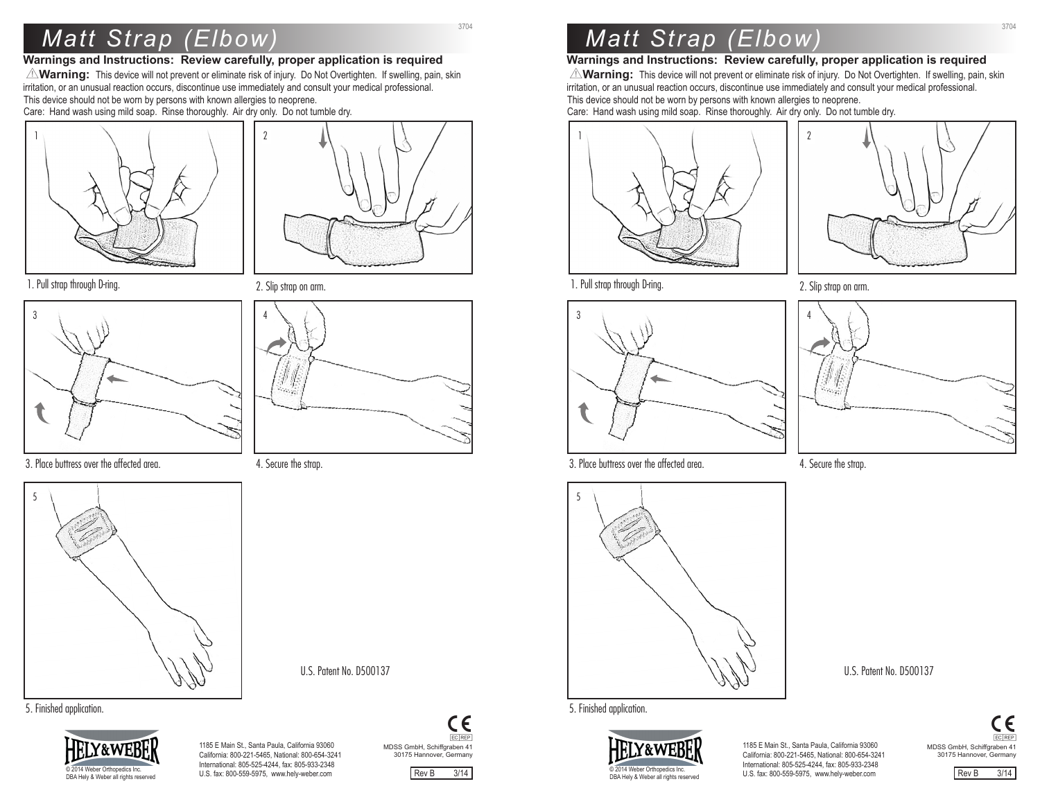# Matt Strap (Elbow)

**Warnings and Instructions: Review carefully, proper application is required**

⚠**Warning:** This device will not prevent or eliminate risk of injury. Do Not Overtighten. If swelling, pain, skin irritation, or an unusual reaction occurs, discontinue use immediately and consult your medical professional.
This device should not be worn by persons with known allergies to neoprene.
Care: Hand wash using mild soap. Rinse thoroughly. Air dry only. Do not tumble dry.

1. Pull strap through D-ring.

2. Slip strap on arm.

3. Place buttress over the affected area.

4. Secure the strap.

5. Finished application.

U.S. Patent No. D500137

HELY&WEBER

© 2014 Weber Orthopedics Inc.
DBA Hely & Weber all rights reserved

1185 E Main St., Santa Paula, California 93060
California: 800-221-5465, National: 800-654-3241
International: 805-525-4244, fax: 805-933-2348
U.S. fax: 800-559-5975, www.hely-weber.com

CE
EC REP
MDSS GmbH, Schiffgraben 41
30175 Hannover, Germany

Rev B 3/14

# Matt Strap (Elbow)

**Warnings and Instructions: Review carefully, proper application is required**

⚠**Warning:** This device will not prevent or eliminate risk of injury. Do Not Overtighten. If swelling, pain, skin irritation, or an unusual reaction occurs, discontinue use immediately and consult your medical professional.
This device should not be worn by persons with known allergies to neoprene.
Care: Hand wash using mild soap. Rinse thoroughly. Air dry only. Do not tumble dry.

1. Pull strap through D-ring.

2. Slip strap on arm.

3. Place buttress over the affected area.

4. Secure the strap.

5. Finished application.

U.S. Patent No. D500137

HELY&WEBER

© 2014 Weber Orthopedics Inc.
DBA Hely & Weber all rights reserved

1185 E Main St., Santa Paula, California 93060
California: 800-221-5465, National: 800-654-3241
International: 805-525-4244, fax: 805-933-2348
U.S. fax: 800-559-5975, www.hely-weber.com

CE
EC REP
MDSS GmbH, Schiffgraben 41
30175 Hannover, Germany

Rev B 3/14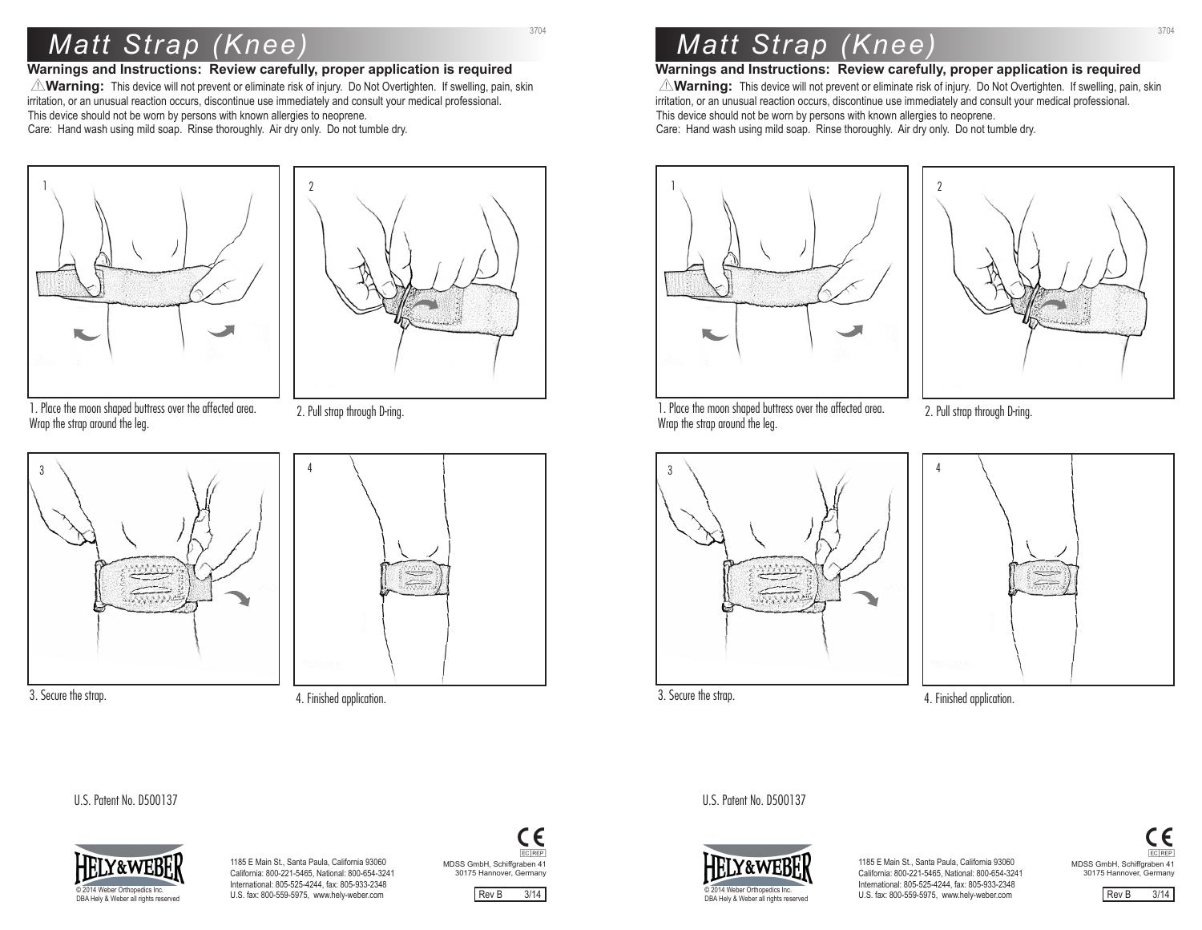# Matt Strap (Knee)

**Warnings and Instructions: Review carefully, proper application is required**

⚠**Warning:** This device will not prevent or eliminate risk of injury. Do Not Overtighten. If swelling, pain, skin irritation, or an unusual reaction occurs, discontinue use immediately and consult your medical professional.
This device should not be worn by persons with known allergies to neoprene.
Care: Hand wash using mild soap. Rinse thoroughly. Air dry only. Do not tumble dry.

1. Place the moon shaped buttress over the affected area. Wrap the strap around the leg.

2. Pull strap through D-ring.

3. Secure the strap.

4. Finished application.

U.S. Patent No. D500137

© 2014 Weber Orthopedics Inc.
DBA Hely & Weber all rights reserved

1185 E Main St., Santa Paula, California 93060
California: 800-221-5465, National: 800-654-3241
International: 805-525-4244, fax: 805-933-2348
U.S. fax: 800-559-5975, www.hely-weber.com

MDSS GmbH, Schiffgraben 41
30175 Hannover, Germany

Rev B 3/14

# Matt Strap (Knee)

**Warnings and Instructions: Review carefully, proper application is required**

⚠**Warning:** This device will not prevent or eliminate risk of injury. Do Not Overtighten. If swelling, pain, skin irritation, or an unusual reaction occurs, discontinue use immediately and consult your medical professional.
This device should not be worn by persons with known allergies to neoprene.
Care: Hand wash using mild soap. Rinse thoroughly. Air dry only. Do not tumble dry.

1. Place the moon shaped buttress over the affected area. Wrap the strap around the leg.

2. Pull strap through D-ring.

3. Secure the strap.

4. Finished application.

U.S. Patent No. D500137

© 2014 Weber Orthopedics Inc.
DBA Hely & Weber all rights reserved

1185 E Main St., Santa Paula, California 93060
California: 800-221-5465, National: 800-654-3241
International: 805-525-4244, fax: 805-933-2348
U.S. fax: 800-559-5975, www.hely-weber.com

MDSS GmbH, Schiffgraben 41
30175 Hannover, Germany

Rev B 3/14